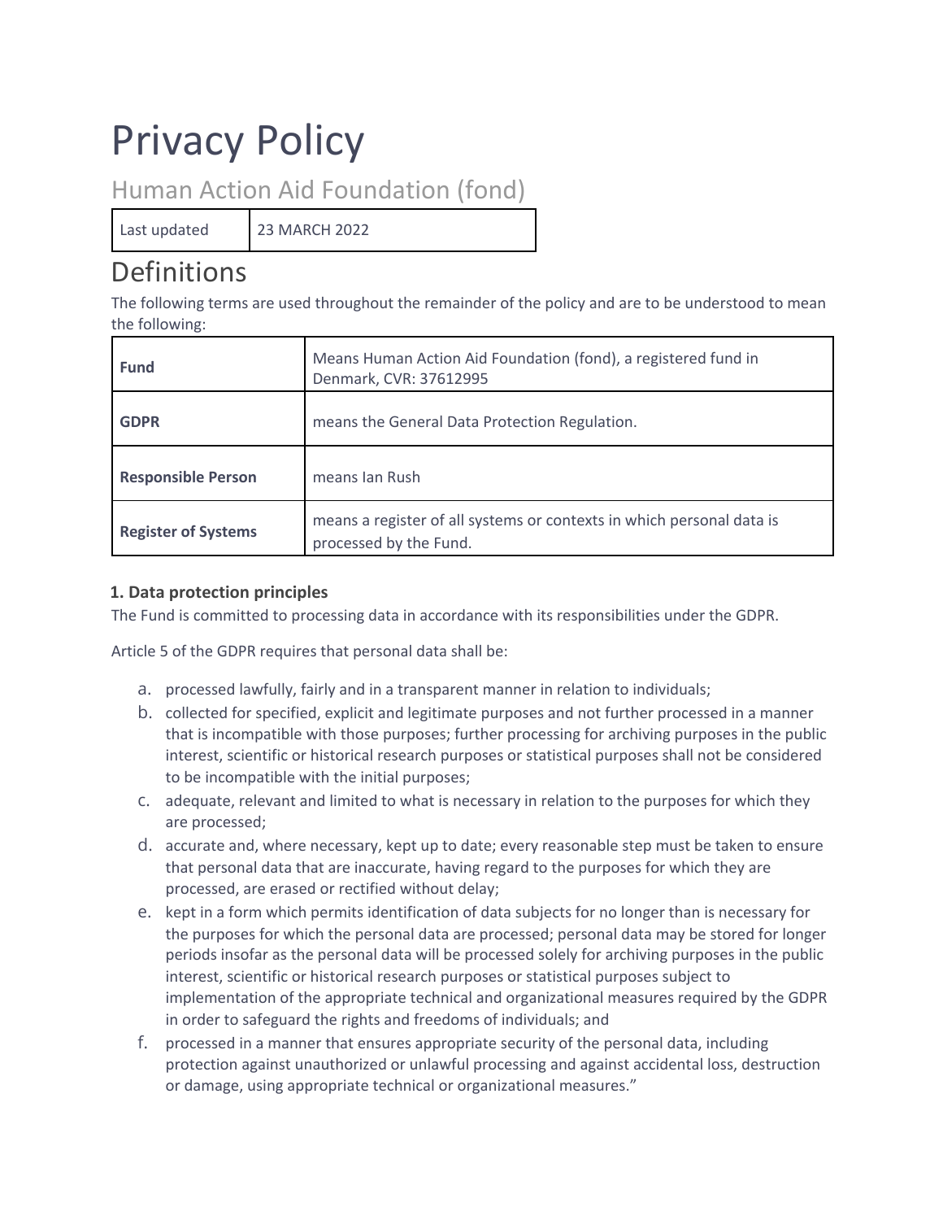# Privacy Policy

## Human Action Aid Foundation (fond)

| Last updated | 23 MARCH 2022 |
|---|---|

## Definitions

The following terms are used throughout the remainder of the policy and are to be understood to mean the following:

| | |
|---|---|
| **Fund** | Means Human Action Aid Foundation (fond), a registered fund in Denmark, CVR: 37612995 |
| **GDPR** | means the General Data Protection Regulation. |
| **Responsible Person** | means Ian Rush |
| **Register of Systems** | means a register of all systems or contexts in which personal data is processed by the Fund. |

### 1. Data protection principles

The Fund is committed to processing data in accordance with its responsibilities under the GDPR.

Article 5 of the GDPR requires that personal data shall be:

a. processed lawfully, fairly and in a transparent manner in relation to individuals;

b. collected for specified, explicit and legitimate purposes and not further processed in a manner that is incompatible with those purposes; further processing for archiving purposes in the public interest, scientific or historical research purposes or statistical purposes shall not be considered to be incompatible with the initial purposes;

c. adequate, relevant and limited to what is necessary in relation to the purposes for which they are processed;

d. accurate and, where necessary, kept up to date; every reasonable step must be taken to ensure that personal data that are inaccurate, having regard to the purposes for which they are processed, are erased or rectified without delay;

e. kept in a form which permits identification of data subjects for no longer than is necessary for the purposes for which the personal data are processed; personal data may be stored for longer periods insofar as the personal data will be processed solely for archiving purposes in the public interest, scientific or historical research purposes or statistical purposes subject to implementation of the appropriate technical and organizational measures required by the GDPR in order to safeguard the rights and freedoms of individuals; and

f. processed in a manner that ensures appropriate security of the personal data, including protection against unauthorized or unlawful processing and against accidental loss, destruction or damage, using appropriate technical or organizational measures."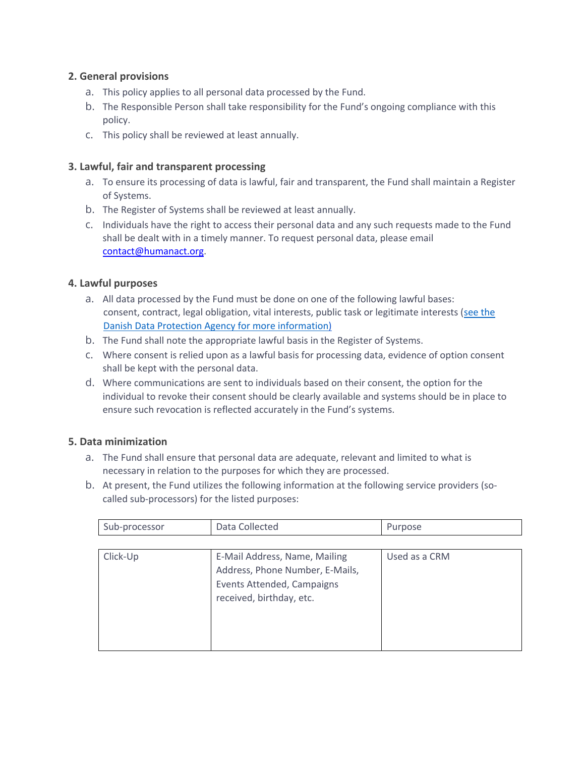## 2. General provisions

a. This policy applies to all personal data processed by the Fund.
b. The Responsible Person shall take responsibility for the Fund's ongoing compliance with this policy.
c. This policy shall be reviewed at least annually.

## 3. Lawful, fair and transparent processing

a. To ensure its processing of data is lawful, fair and transparent, the Fund shall maintain a Register of Systems.
b. The Register of Systems shall be reviewed at least annually.
c. Individuals have the right to access their personal data and any such requests made to the Fund shall be dealt with in a timely manner. To request personal data, please email [contact@humanact.org](mailto:contact@humanact.org).

## 4. Lawful purposes

a. All data processed by the Fund must be done on one of the following lawful bases: consent, contract, legal obligation, vital interests, public task or legitimate interests (see the Danish Data Protection Agency for more information)
b. The Fund shall note the appropriate lawful basis in the Register of Systems.
c. Where consent is relied upon as a lawful basis for processing data, evidence of option consent shall be kept with the personal data.
d. Where communications are sent to individuals based on their consent, the option for the individual to revoke their consent should be clearly available and systems should be in place to ensure such revocation is reflected accurately in the Fund's systems.

## 5. Data minimization

a. The Fund shall ensure that personal data are adequate, relevant and limited to what is necessary in relation to the purposes for which they are processed.
b. At present, the Fund utilizes the following information at the following service providers (so-called sub-processors) for the listed purposes:

| Sub-processor | Data Collected | Purpose |
|---|---|---|
| Click-Up | E-Mail Address, Name, Mailing Address, Phone Number, E-Mails, Events Attended, Campaigns received, birthday, etc. | Used as a CRM |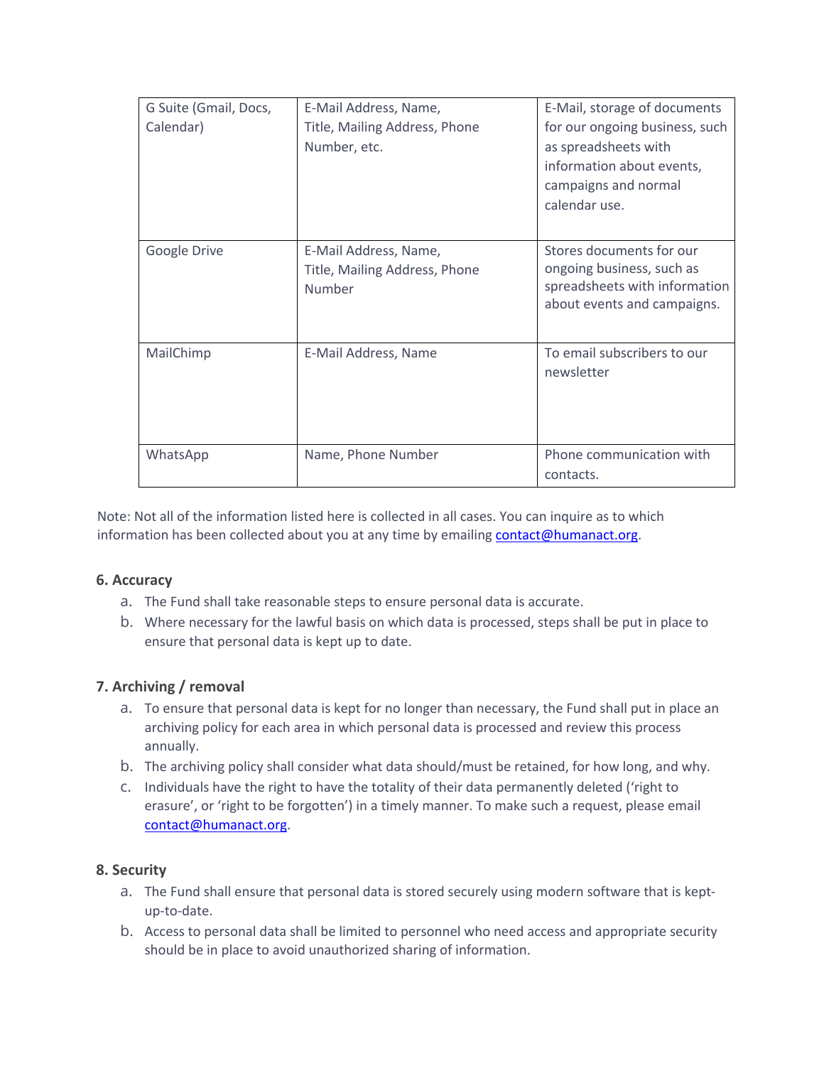| G Suite (Gmail, Docs, Calendar) | E-Mail Address, Name, Title, Mailing Address, Phone Number, etc. | E-Mail, storage of documents for our ongoing business, such as spreadsheets with information about events, campaigns and normal calendar use. |
|---|---|---|
| Google Drive | E-Mail Address, Name, Title, Mailing Address, Phone Number | Stores documents for our ongoing business, such as spreadsheets with information about events and campaigns. |
| MailChimp | E-Mail Address, Name | To email subscribers to our newsletter |
| WhatsApp | Name, Phone Number | Phone communication with contacts. |

Note: Not all of the information listed here is collected in all cases. You can inquire as to which information has been collected about you at any time by emailing contact@humanact.org.

### 6. Accuracy

a. The Fund shall take reasonable steps to ensure personal data is accurate.
b. Where necessary for the lawful basis on which data is processed, steps shall be put in place to ensure that personal data is kept up to date.

### 7. Archiving / removal

a. To ensure that personal data is kept for no longer than necessary, the Fund shall put in place an archiving policy for each area in which personal data is processed and review this process annually.
b. The archiving policy shall consider what data should/must be retained, for how long, and why.
c. Individuals have the right to have the totality of their data permanently deleted ('right to erasure', or 'right to be forgotten') in a timely manner. To make such a request, please email contact@humanact.org.

### 8. Security

a. The Fund shall ensure that personal data is stored securely using modern software that is kept-up-to-date.
b. Access to personal data shall be limited to personnel who need access and appropriate security should be in place to avoid unauthorized sharing of information.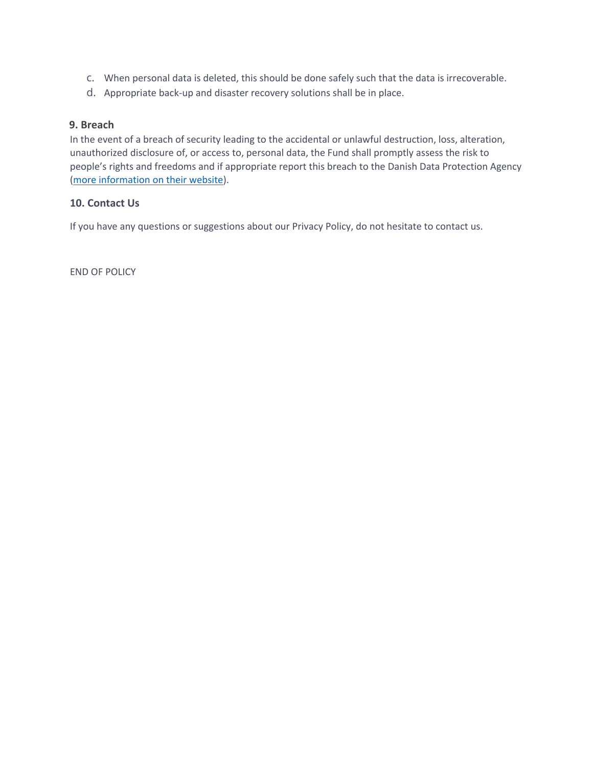c. When personal data is deleted, this should be done safely such that the data is irrecoverable.
d. Appropriate back-up and disaster recovery solutions shall be in place.

## 9. Breach

In the event of a breach of security leading to the accidental or unlawful destruction, loss, alteration, unauthorized disclosure of, or access to, personal data, the Fund shall promptly assess the risk to people's rights and freedoms and if appropriate report this breach to the Danish Data Protection Agency (more information on their website).

## 10. Contact Us

If you have any questions or suggestions about our Privacy Policy, do not hesitate to contact us.

END OF POLICY